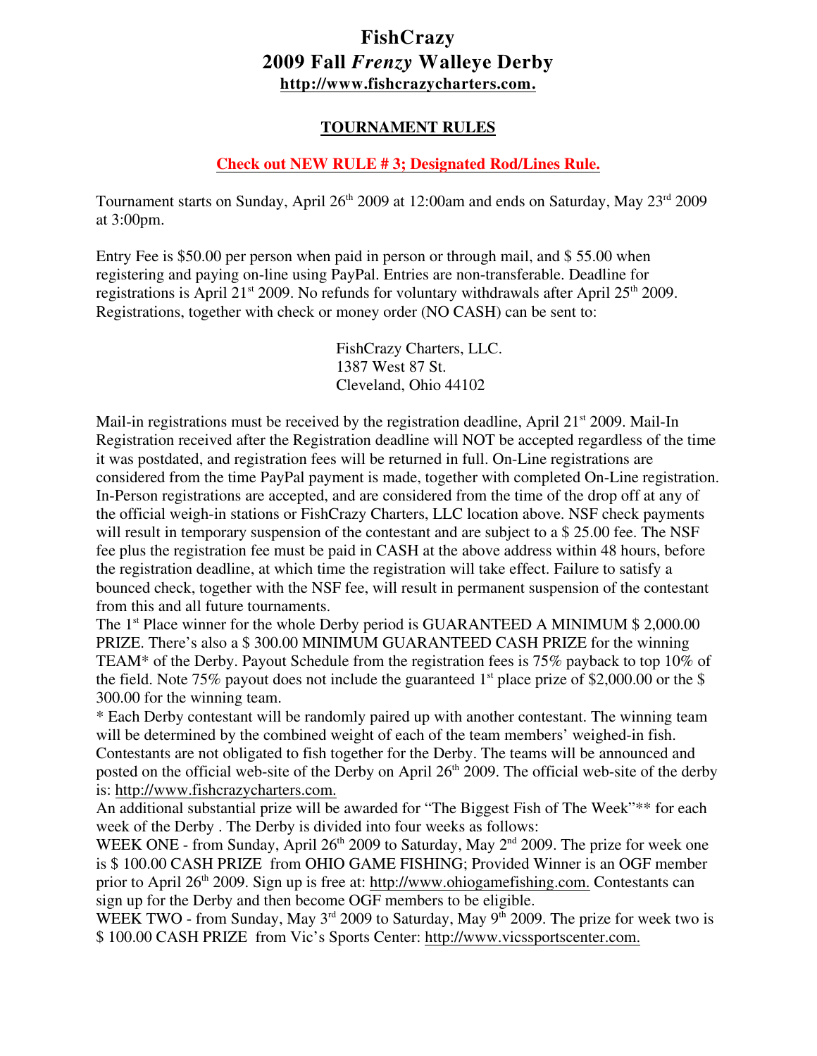# FishCrazy
# 2009 Fall *Frenzy* Walleye Derby
**http://www.fishcrazycharters.com.**

## TOURNAMENT RULES

**Check out NEW RULE # 3; Designated Rod/Lines Rule.**

Tournament starts on Sunday, April 26th 2009 at 12:00am and ends on Saturday, May 23rd 2009 at 3:00pm.

Entry Fee is $50.00 per person when paid in person or through mail, and $ 55.00 when registering and paying on-line using PayPal. Entries are non-transferable. Deadline for registrations is April 21st 2009. No refunds for voluntary withdrawals after April 25th 2009. Registrations, together with check or money order (NO CASH) can be sent to:

> FishCrazy Charters, LLC.
> 1387 West 87 St.
> Cleveland, Ohio 44102

Mail-in registrations must be received by the registration deadline, April 21st 2009. Mail-In Registration received after the Registration deadline will NOT be accepted regardless of the time it was postdated, and registration fees will be returned in full. On-Line registrations are considered from the time PayPal payment is made, together with completed On-Line registration. In-Person registrations are accepted, and are considered from the time of the drop off at any of the official weigh-in stations or FishCrazy Charters, LLC location above. NSF check payments will result in temporary suspension of the contestant and are subject to a $ 25.00 fee. The NSF fee plus the registration fee must be paid in CASH at the above address within 48 hours, before the registration deadline, at which time the registration will take effect. Failure to satisfy a bounced check, together with the NSF fee, will result in permanent suspension of the contestant from this and all future tournaments.

The 1st Place winner for the whole Derby period is GUARANTEED A MINIMUM $ 2,000.00 PRIZE. There's also a $ 300.00 MINIMUM GUARANTEED CASH PRIZE for the winning TEAM* of the Derby. Payout Schedule from the registration fees is 75% payback to top 10% of the field. Note 75% payout does not include the guaranteed 1st place prize of $2,000.00 or the $ 300.00 for the winning team.

* Each Derby contestant will be randomly paired up with another contestant. The winning team will be determined by the combined weight of each of the team members' weighed-in fish. Contestants are not obligated to fish together for the Derby. The teams will be announced and posted on the official web-site of the Derby on April 26th 2009. The official web-site of the derby is: http://www.fishcrazycharters.com.

An additional substantial prize will be awarded for "The Biggest Fish of The Week"** for each week of the Derby . The Derby is divided into four weeks as follows:

WEEK ONE - from Sunday, April 26th 2009 to Saturday, May 2nd 2009. The prize for week one is $ 100.00 CASH PRIZE from OHIO GAME FISHING; Provided Winner is an OGF member prior to April 26th 2009. Sign up is free at: http://www.ohiogamefishing.com. Contestants can sign up for the Derby and then become OGF members to be eligible.

WEEK TWO - from Sunday, May 3rd 2009 to Saturday, May 9th 2009. The prize for week two is $ 100.00 CASH PRIZE from Vic's Sports Center: http://www.vicssportscenter.com.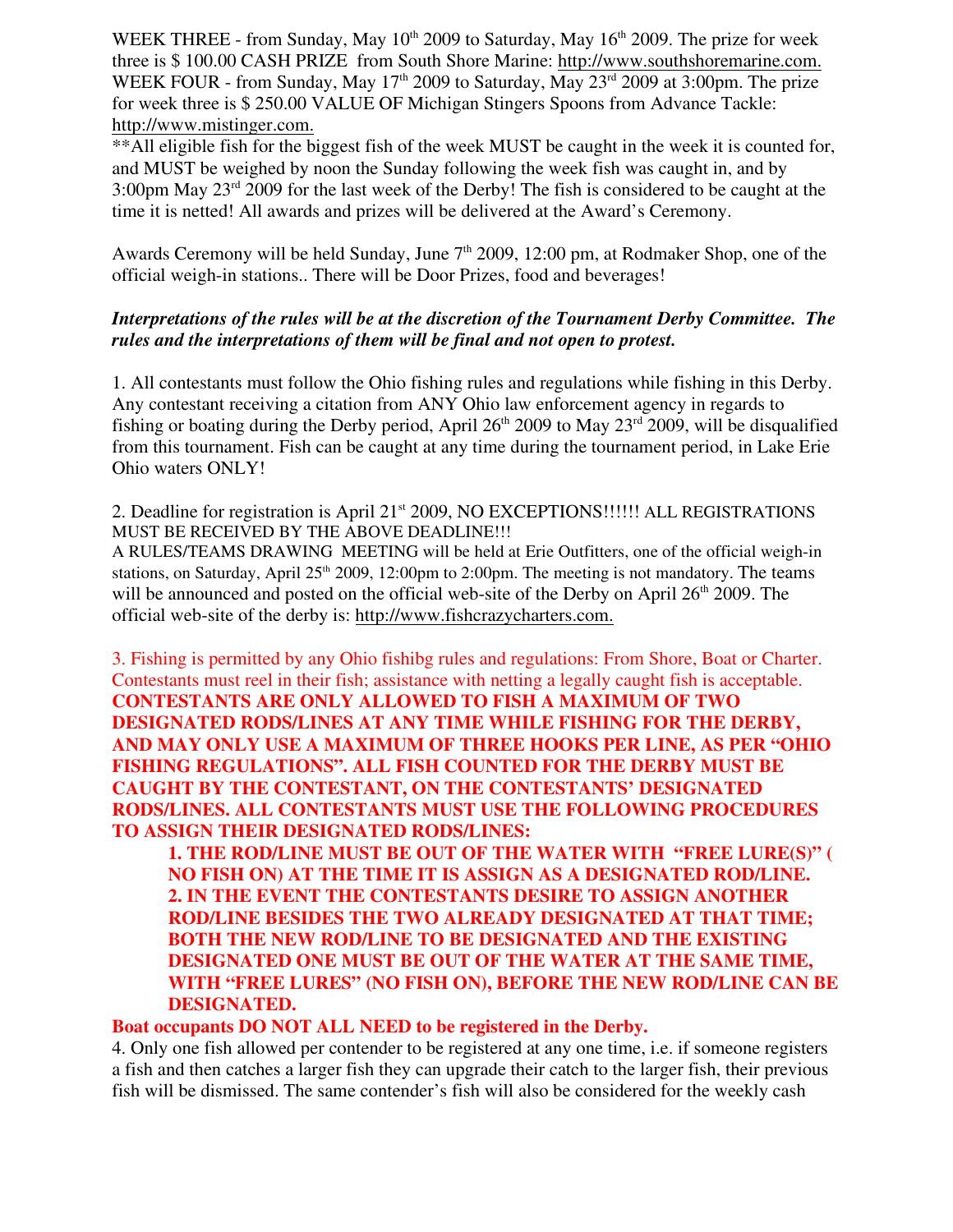WEEK THREE - from Sunday, May 10th 2009 to Saturday, May 16th 2009. The prize for week three is $ 100.00 CASH PRIZE from South Shore Marine: http://www.southshoremarine.com.
WEEK FOUR - from Sunday, May 17th 2009 to Saturday, May 23rd 2009 at 3:00pm. The prize for week three is $ 250.00 VALUE OF Michigan Stingers Spoons from Advance Tackle: http://www.mistinger.com.
**All eligible fish for the biggest fish of the week MUST be caught in the week it is counted for, and MUST be weighed by noon the Sunday following the week fish was caught in, and by 3:00pm May 23rd 2009 for the last week of the Derby! The fish is considered to be caught at the time it is netted! All awards and prizes will be delivered at the Award's Ceremony.

Awards Ceremony will be held Sunday, June 7th 2009, 12:00 pm, at Rodmaker Shop, one of the official weigh-in stations.. There will be Door Prizes, food and beverages!

***Interpretations of the rules will be at the discretion of the Tournament Derby Committee. The rules and the interpretations of them will be final and not open to protest.***

1. All contestants must follow the Ohio fishing rules and regulations while fishing in this Derby. Any contestant receiving a citation from ANY Ohio law enforcement agency in regards to fishing or boating during the Derby period, April 26th 2009 to May 23rd 2009, will be disqualified from this tournament. Fish can be caught at any time during the tournament period, in Lake Erie Ohio waters ONLY!

2. Deadline for registration is April 21st 2009, NO EXCEPTIONS!!!!!! ALL REGISTRATIONS MUST BE RECEIVED BY THE ABOVE DEADLINE!!!
A RULES/TEAMS DRAWING MEETING will be held at Erie Outfitters, one of the official weigh-in stations, on Saturday, April 25th 2009, 12:00pm to 2:00pm. The meeting is not mandatory. The teams will be announced and posted on the official web-site of the Derby on April 26th 2009. The official web-site of the derby is: http://www.fishcrazycharters.com.

3. Fishing is permitted by any Ohio fishibg rules and regulations: From Shore, Boat or Charter. Contestants must reel in their fish; assistance with netting a legally caught fish is acceptable. **CONTESTANTS ARE ONLY ALLOWED TO FISH A MAXIMUM OF TWO DESIGNATED RODS/LINES AT ANY TIME WHILE FISHING FOR THE DERBY, AND MAY ONLY USE A MAXIMUM OF THREE HOOKS PER LINE, AS PER "OHIO FISHING REGULATIONS". ALL FISH COUNTED FOR THE DERBY MUST BE CAUGHT BY THE CONTESTANT, ON THE CONTESTANTS' DESIGNATED RODS/LINES. ALL CONTESTANTS MUST USE THE FOLLOWING PROCEDURES TO ASSIGN THEIR DESIGNATED RODS/LINES:**

> **1. THE ROD/LINE MUST BE OUT OF THE WATER WITH "FREE LURE(S)" ( NO FISH ON) AT THE TIME IT IS ASSIGN AS A DESIGNATED ROD/LINE.**
> **2. IN THE EVENT THE CONTESTANTS DESIRE TO ASSIGN ANOTHER ROD/LINE BESIDES THE TWO ALREADY DESIGNATED AT THAT TIME; BOTH THE NEW ROD/LINE TO BE DESIGNATED AND THE EXISTING DESIGNATED ONE MUST BE OUT OF THE WATER AT THE SAME TIME, WITH "FREE LURES" (NO FISH ON), BEFORE THE NEW ROD/LINE CAN BE DESIGNATED.**

**Boat occupants DO NOT ALL NEED to be registered in the Derby.**

4. Only one fish allowed per contender to be registered at any one time, i.e. if someone registers a fish and then catches a larger fish they can upgrade their catch to the larger fish, their previous fish will be dismissed. The same contender's fish will also be considered for the weekly cash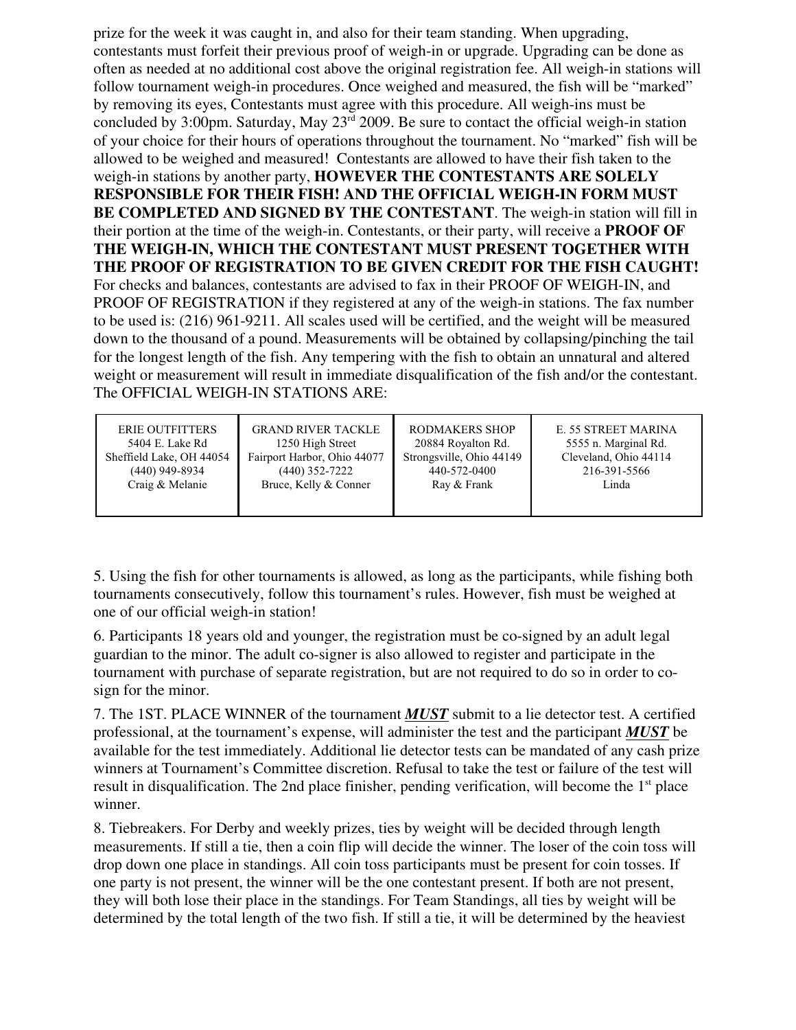prize for the week it was caught in, and also for their team standing. When upgrading, contestants must forfeit their previous proof of weigh-in or upgrade. Upgrading can be done as often as needed at no additional cost above the original registration fee. All weigh-in stations will follow tournament weigh-in procedures. Once weighed and measured, the fish will be "marked" by removing its eyes, Contestants must agree with this procedure. All weigh-ins must be concluded by 3:00pm. Saturday, May 23rd 2009. Be sure to contact the official weigh-in station of your choice for their hours of operations throughout the tournament. No "marked" fish will be allowed to be weighed and measured! Contestants are allowed to have their fish taken to the weigh-in stations by another party, **HOWEVER THE CONTESTANTS ARE SOLELY RESPONSIBLE FOR THEIR FISH! AND THE OFFICIAL WEIGH-IN FORM MUST BE COMPLETED AND SIGNED BY THE CONTESTANT**. The weigh-in station will fill in their portion at the time of the weigh-in. Contestants, or their party, will receive a **PROOF OF THE WEIGH-IN, WHICH THE CONTESTANT MUST PRESENT TOGETHER WITH THE PROOF OF REGISTRATION TO BE GIVEN CREDIT FOR THE FISH CAUGHT!** For checks and balances, contestants are advised to fax in their PROOF OF WEIGH-IN, and PROOF OF REGISTRATION if they registered at any of the weigh-in stations. The fax number to be used is: (216) 961-9211. All scales used will be certified, and the weight will be measured down to the thousand of a pound. Measurements will be obtained by collapsing/pinching the tail for the longest length of the fish. Any tempering with the fish to obtain an unnatural and altered weight or measurement will result in immediate disqualification of the fish and/or the contestant. The OFFICIAL WEIGH-IN STATIONS ARE:

| ERIE OUTFITTERS | GRAND RIVER TACKLE | RODMAKERS SHOP | E. 55 STREET MARINA |
|---|---|---|---|
| 5404 E. Lake Rd | 1250 High Street | 20884 Royalton Rd. | 5555 n. Marginal Rd. |
| Sheffield Lake, OH 44054 | Fairport Harbor, Ohio 44077 | Strongsville, Ohio 44149 | Cleveland, Ohio 44114 |
| (440) 949-8934 | (440) 352-7222 | 440-572-0400 | 216-391-5566 |
| Craig & Melanie | Bruce, Kelly & Conner | Ray & Frank | Linda |

5. Using the fish for other tournaments is allowed, as long as the participants, while fishing both tournaments consecutively, follow this tournament's rules. However, fish must be weighed at one of our official weigh-in station!

6. Participants 18 years old and younger, the registration must be co-signed by an adult legal guardian to the minor. The adult co-signer is also allowed to register and participate in the tournament with purchase of separate registration, but are not required to do so in order to co-sign for the minor.

7. The 1ST. PLACE WINNER of the tournament ***MUST*** submit to a lie detector test. A certified professional, at the tournament's expense, will administer the test and the participant ***MUST*** be available for the test immediately. Additional lie detector tests can be mandated of any cash prize winners at Tournament's Committee discretion. Refusal to take the test or failure of the test will result in disqualification. The 2nd place finisher, pending verification, will become the 1st place winner.

8. Tiebreakers. For Derby and weekly prizes, ties by weight will be decided through length measurements. If still a tie, then a coin flip will decide the winner. The loser of the coin toss will drop down one place in standings. All coin toss participants must be present for coin tosses. If one party is not present, the winner will be the one contestant present. If both are not present, they will both lose their place in the standings. For Team Standings, all ties by weight will be determined by the total length of the two fish. If still a tie, it will be determined by the heaviest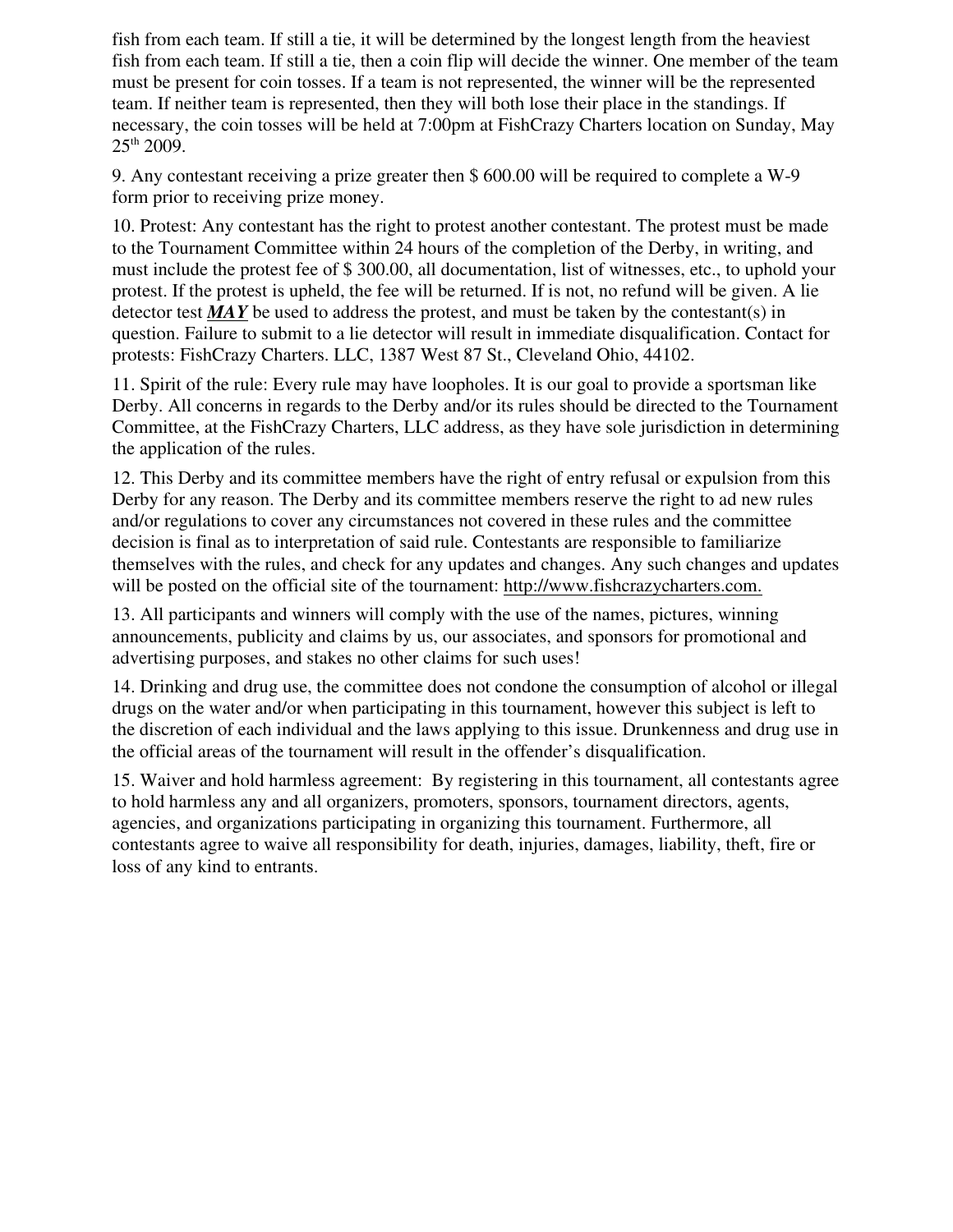fish from each team. If still a tie, it will be determined by the longest length from the heaviest fish from each team. If still a tie, then a coin flip will decide the winner. One member of the team must be present for coin tosses. If a team is not represented, the winner will be the represented team. If neither team is represented, then they will both lose their place in the standings. If necessary, the coin tosses will be held at 7:00pm at FishCrazy Charters location on Sunday, May 25th 2009.

9. Any contestant receiving a prize greater then $ 600.00 will be required to complete a W-9 form prior to receiving prize money.

10. Protest: Any contestant has the right to protest another contestant. The protest must be made to the Tournament Committee within 24 hours of the completion of the Derby, in writing, and must include the protest fee of $ 300.00, all documentation, list of witnesses, etc., to uphold your protest. If the protest is upheld, the fee will be returned. If is not, no refund will be given. A lie detector test ***MAY*** be used to address the protest, and must be taken by the contestant(s) in question. Failure to submit to a lie detector will result in immediate disqualification. Contact for protests: FishCrazy Charters. LLC, 1387 West 87 St., Cleveland Ohio, 44102.

11. Spirit of the rule: Every rule may have loopholes. It is our goal to provide a sportsman like Derby. All concerns in regards to the Derby and/or its rules should be directed to the Tournament Committee, at the FishCrazy Charters, LLC address, as they have sole jurisdiction in determining the application of the rules.

12. This Derby and its committee members have the right of entry refusal or expulsion from this Derby for any reason. The Derby and its committee members reserve the right to ad new rules and/or regulations to cover any circumstances not covered in these rules and the committee decision is final as to interpretation of said rule. Contestants are responsible to familiarize themselves with the rules, and check for any updates and changes. Any such changes and updates will be posted on the official site of the tournament: http://www.fishcrazycharters.com.

13. All participants and winners will comply with the use of the names, pictures, winning announcements, publicity and claims by us, our associates, and sponsors for promotional and advertising purposes, and stakes no other claims for such uses!

14. Drinking and drug use, the committee does not condone the consumption of alcohol or illegal drugs on the water and/or when participating in this tournament, however this subject is left to the discretion of each individual and the laws applying to this issue. Drunkenness and drug use in the official areas of the tournament will result in the offender's disqualification.

15. Waiver and hold harmless agreement: By registering in this tournament, all contestants agree to hold harmless any and all organizers, promoters, sponsors, tournament directors, agents, agencies, and organizations participating in organizing this tournament. Furthermore, all contestants agree to waive all responsibility for death, injuries, damages, liability, theft, fire or loss of any kind to entrants.